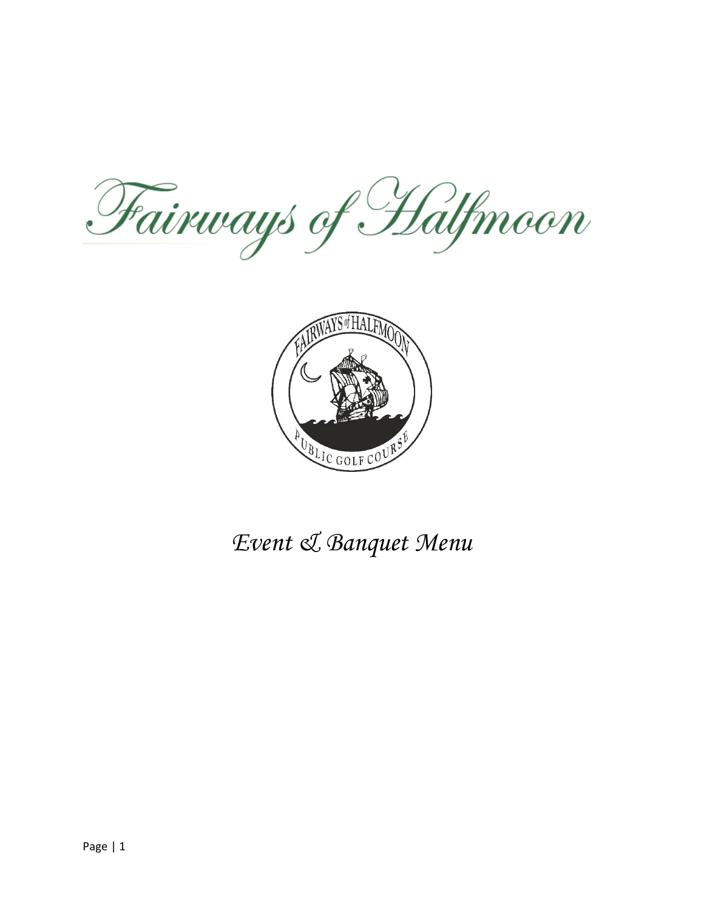# Fairways of Halfmoon

*Event & Banquet Menu*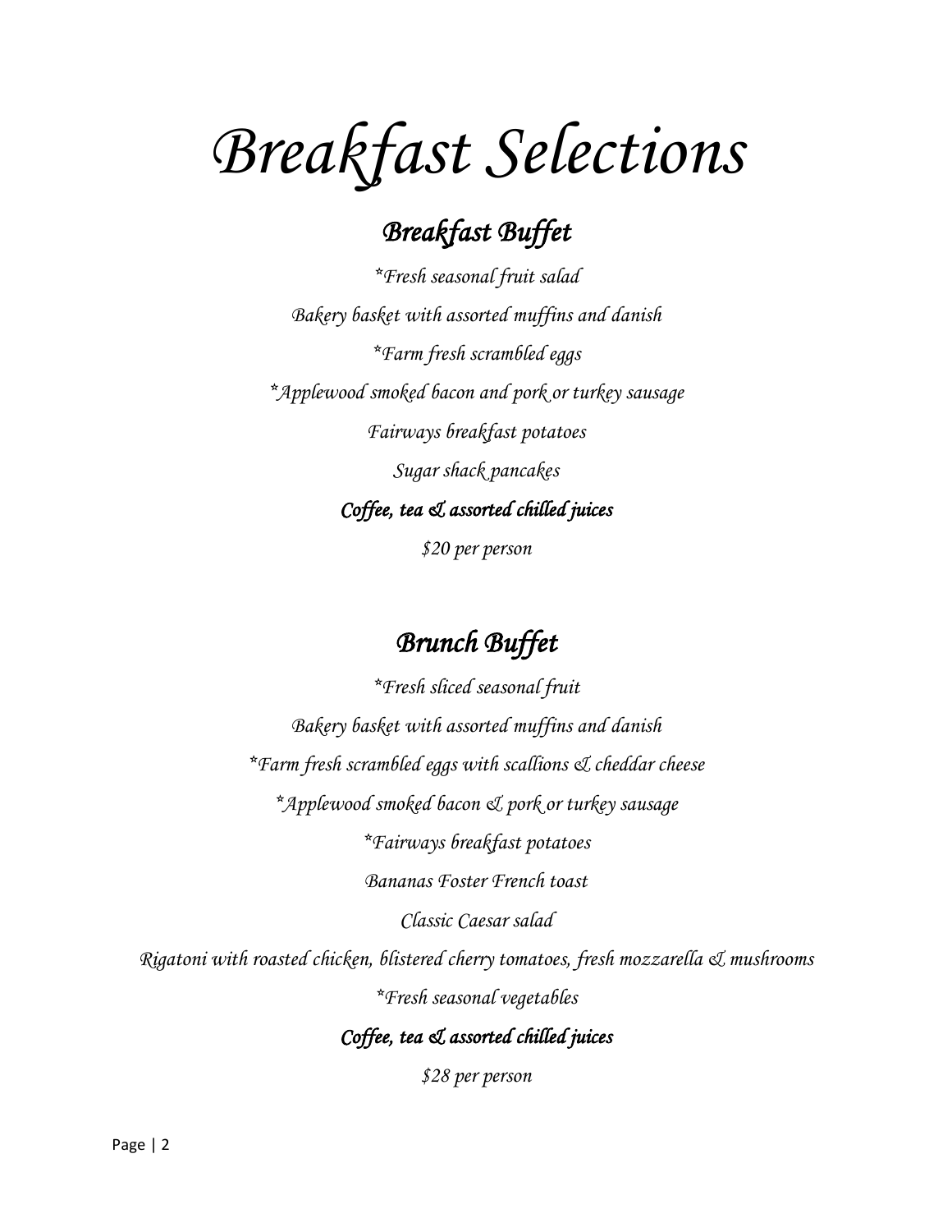# *Breakfast Selections*

## *Breakfast Buffet*

*\*Fresh seasonal fruit salad*

*Bakery basket with assorted muffins and danish*

*\*Farm fresh scrambled eggs*

*\*Applewood smoked bacon and pork or turkey sausage*

*Fairways breakfast potatoes*

*Sugar shack pancakes*

***Coffee, tea & assorted chilled juices***

*$20 per person*

## *Brunch Buffet*

*\*Fresh sliced seasonal fruit*

*Bakery basket with assorted muffins and danish*

*\*Farm fresh scrambled eggs with scallions & cheddar cheese*

*\*Applewood smoked bacon & pork or turkey sausage*

*\*Fairways breakfast potatoes*

*Bananas Foster French toast*

*Classic Caesar salad*

*Rigatoni with roasted chicken, blistered cherry tomatoes, fresh mozzarella & mushrooms*

*\*Fresh seasonal vegetables*

***Coffee, tea & assorted chilled juices***

*$28 per person*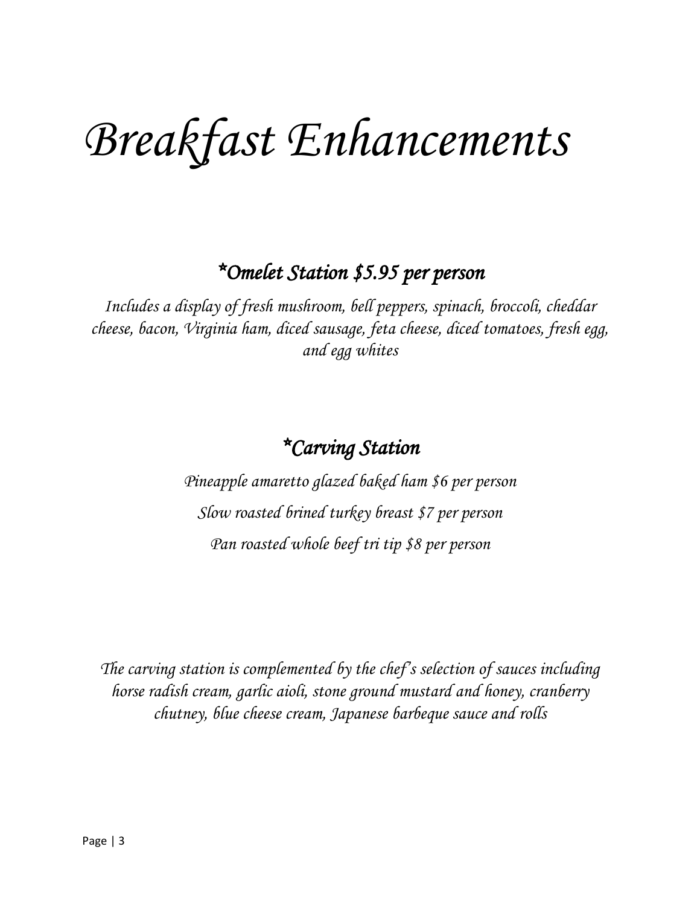# *Breakfast Enhancements*

## *\*Omelet Station $5.95 per person*

*Includes a display of fresh mushroom, bell peppers, spinach, broccoli, cheddar cheese, bacon, Virginia ham, diced sausage, feta cheese, diced tomatoes, fresh egg, and egg whites*

## *\*Carving Station*

*Pineapple amaretto glazed baked ham $6 per person*

*Slow roasted brined turkey breast $7 per person*

*Pan roasted whole beef tri tip $8 per person*

*The carving station is complemented by the chef's selection of sauces including horse radish cream, garlic aioli, stone ground mustard and honey, cranberry chutney, blue cheese cream, Japanese barbeque sauce and rolls*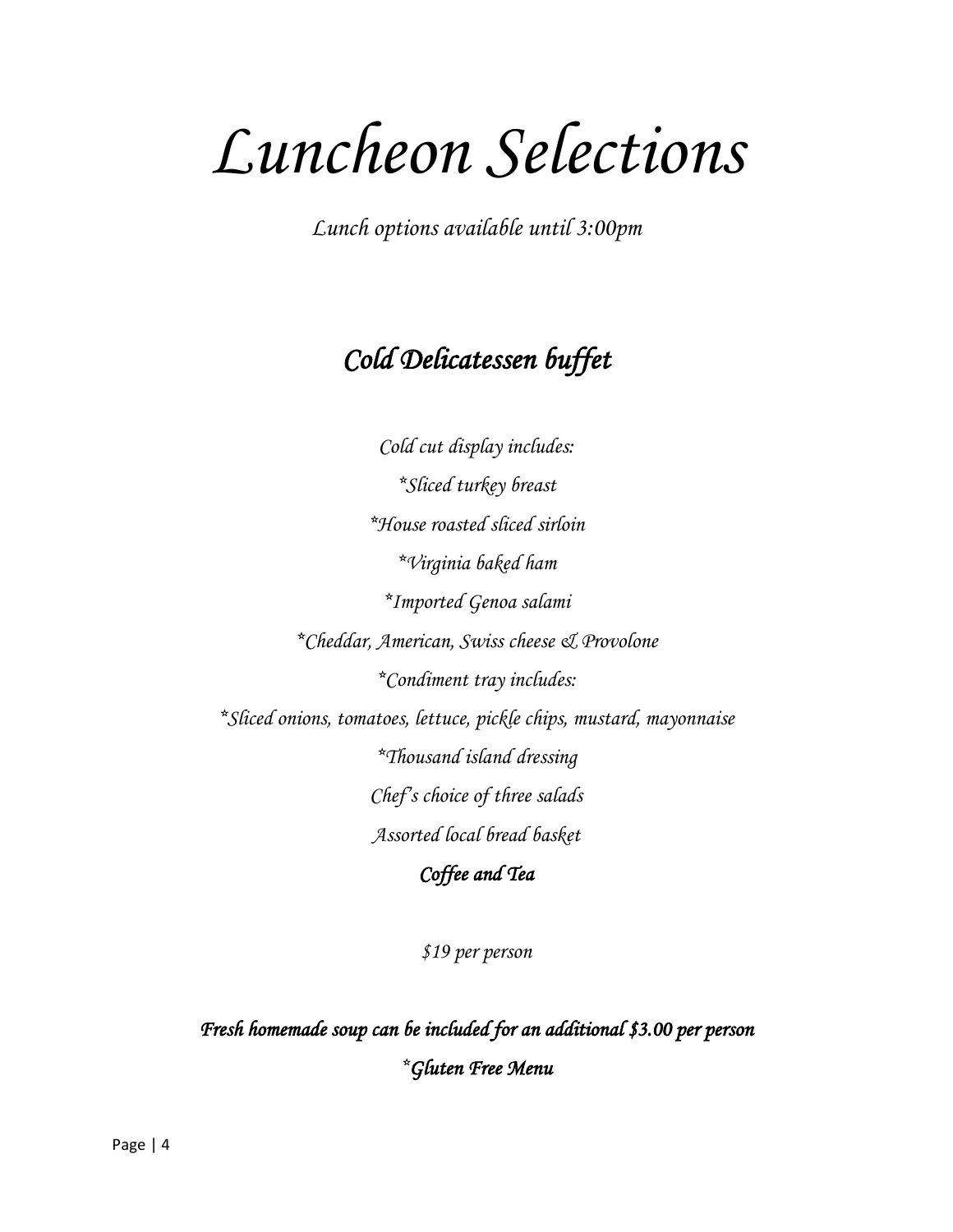# *Luncheon Selections*

*Lunch options available until 3:00pm*

## ***Cold Delicatessen buffet***

*Cold cut display includes:*

**Sliced turkey breast*

**House roasted sliced sirloin*

**Virginia baked ham*

**Imported Genoa salami*

**Cheddar, American, Swiss cheese & Provolone*

**Condiment tray includes:*

**Sliced onions, tomatoes, lettuce, pickle chips, mustard, mayonnaise*

**Thousand island dressing*

*Chef's choice of three salads*

*Assorted local bread basket*

***Coffee and Tea***

*$19 per person*

***Fresh homemade soup can be included for an additional $3.00 per person***

****Gluten Free Menu***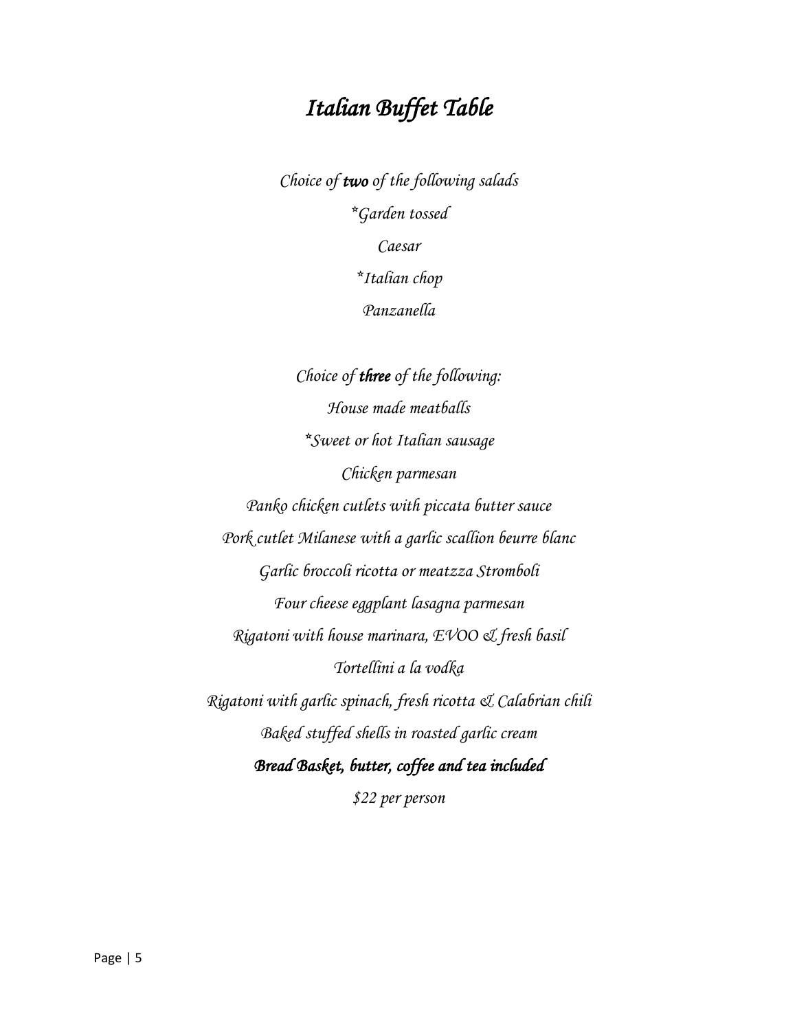# *Italian Buffet Table*

*Choice of **two** of the following salads*

*\*Garden tossed*

*Caesar*

*\*Italian chop*

*Panzanella*

*Choice of **three** of the following:*

*House made meatballs*

*\*Sweet or hot Italian sausage*

*Chicken parmesan*

*Panko chicken cutlets with piccata butter sauce*

*Pork cutlet Milanese with a garlic scallion beurre blanc*

*Garlic broccoli ricotta or meatzza Stromboli*

*Four cheese eggplant lasagna parmesan*

*Rigatoni with house marinara, EVOO & fresh basil*

*Tortellini a la vodka*

*Rigatoni with garlic spinach, fresh ricotta & Calabrian chili*

*Baked stuffed shells in roasted garlic cream*

***Bread Basket, butter, coffee and tea included***

*$22 per person*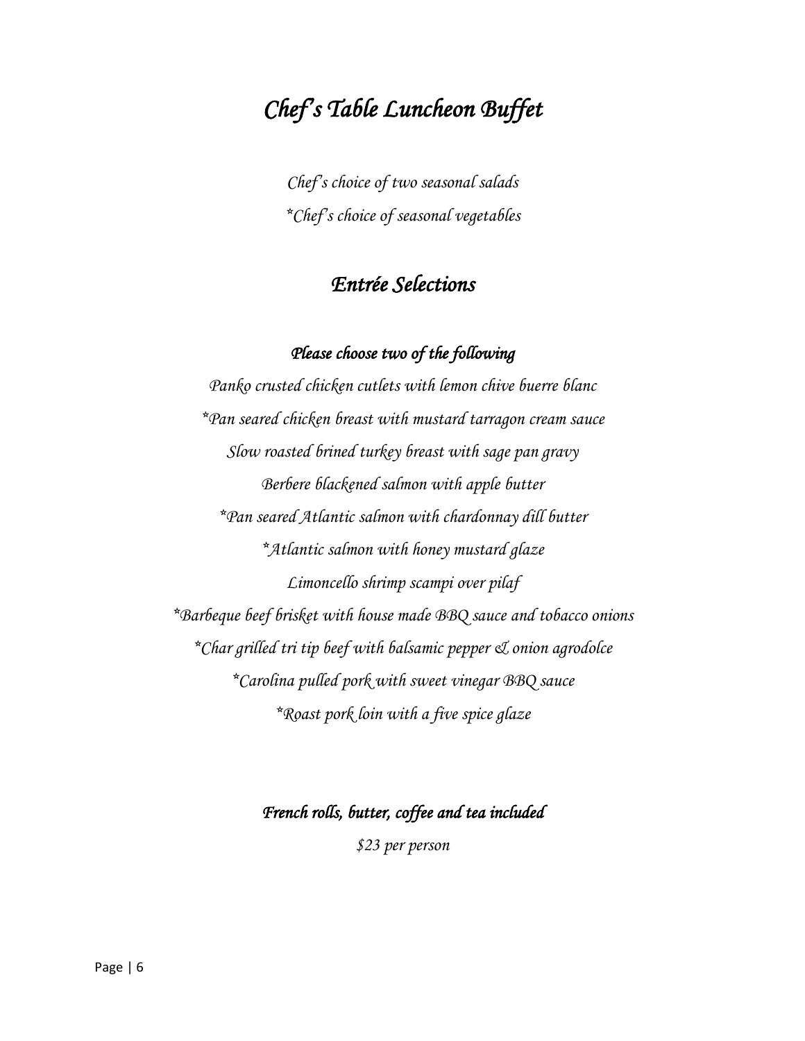# *Chef's Table Luncheon Buffet*

*Chef's choice of two seasonal salads*

*\*Chef's choice of seasonal vegetables*

## *Entrée Selections*

### *Please choose two of the following*

*Panko crusted chicken cutlets with lemon chive buerre blanc*

*\*Pan seared chicken breast with mustard tarragon cream sauce*

*Slow roasted brined turkey breast with sage pan gravy*

*Berbere blackened salmon with apple butter*

*\*Pan seared Atlantic salmon with chardonnay dill butter*

*\*Atlantic salmon with honey mustard glaze*

*Limoncello shrimp scampi over pilaf*

*\*Barbeque beef brisket with house made BBQ sauce and tobacco onions*

*\*Char grilled tri tip beef with balsamic pepper & onion agrodolce*

*\*Carolina pulled pork with sweet vinegar BBQ sauce*

*\*Roast pork loin with a five spice glaze*

***French rolls, butter, coffee and tea included***

*$23 per person*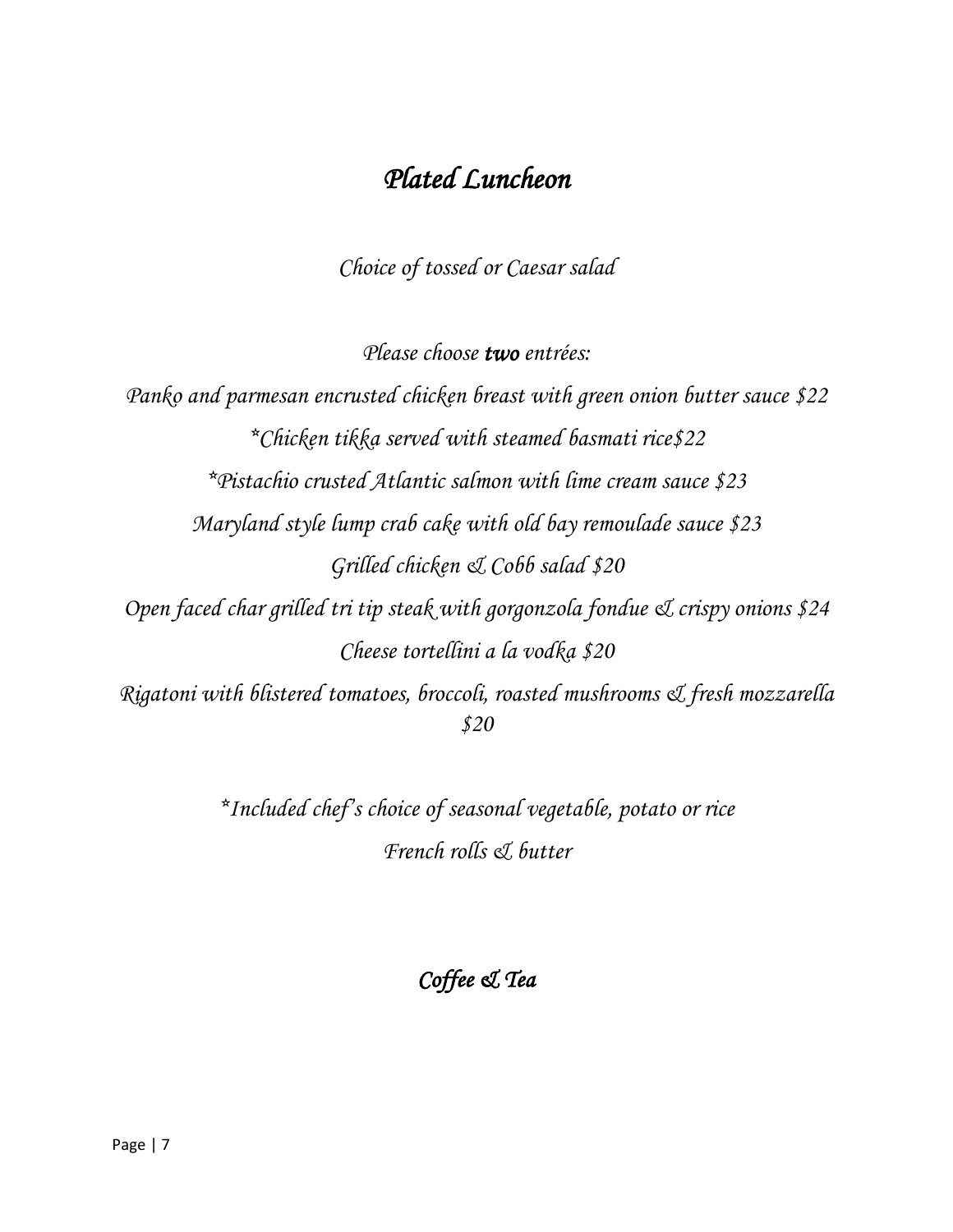# *Plated Luncheon*

*Choice of tossed or Caesar salad*

*Please choose **two** entrées:*

*Panko and parmesan encrusted chicken breast with green onion butter sauce $22*

**Chicken tikka served with steamed basmati rice$22*

**Pistachio crusted Atlantic salmon with lime cream sauce $23*

*Maryland style lump crab cake with old bay remoulade sauce $23*

*Grilled chicken & Cobb salad $20*

*Open faced char grilled tri tip steak with gorgonzola fondue & crispy onions $24*

*Cheese tortellini a la vodka $20*

*Rigatoni with blistered tomatoes, broccoli, roasted mushrooms & fresh mozzarella $20*

**Included chef's choice of seasonal vegetable, potato or rice*

*French rolls & butter*

## *Coffee & Tea*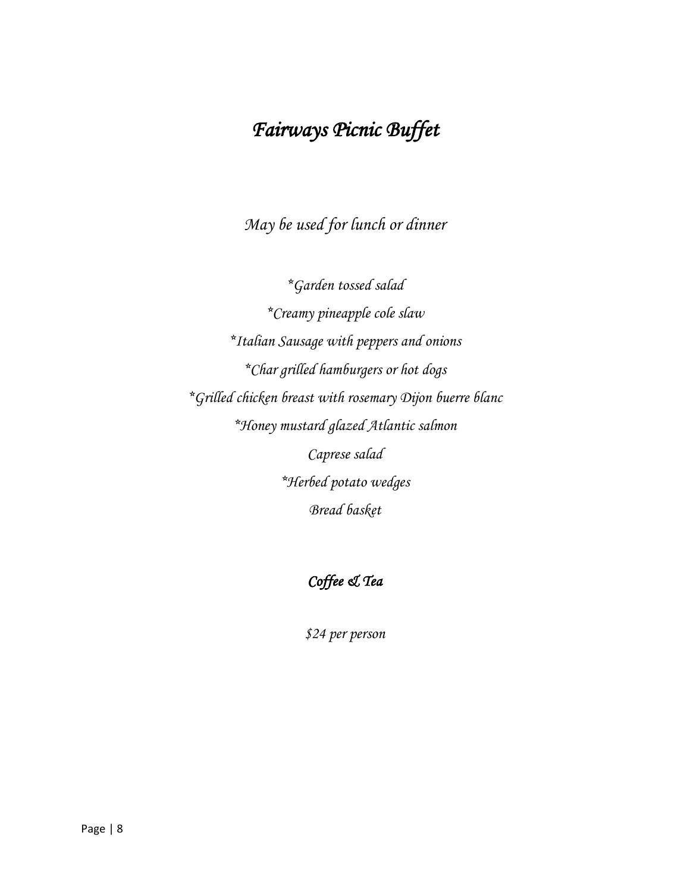# *Fairways Picnic Buffet*

*May be used for lunch or dinner*

*Garden tossed salad

*Creamy pineapple cole slaw

*Italian Sausage with peppers and onions

*Char grilled hamburgers or hot dogs

*Grilled chicken breast with rosemary Dijon buerre blanc

*Honey mustard glazed Atlantic salmon

*Caprese salad*

*Herbed potato wedges

*Bread basket*

## *Coffee & Tea*

*$24 per person*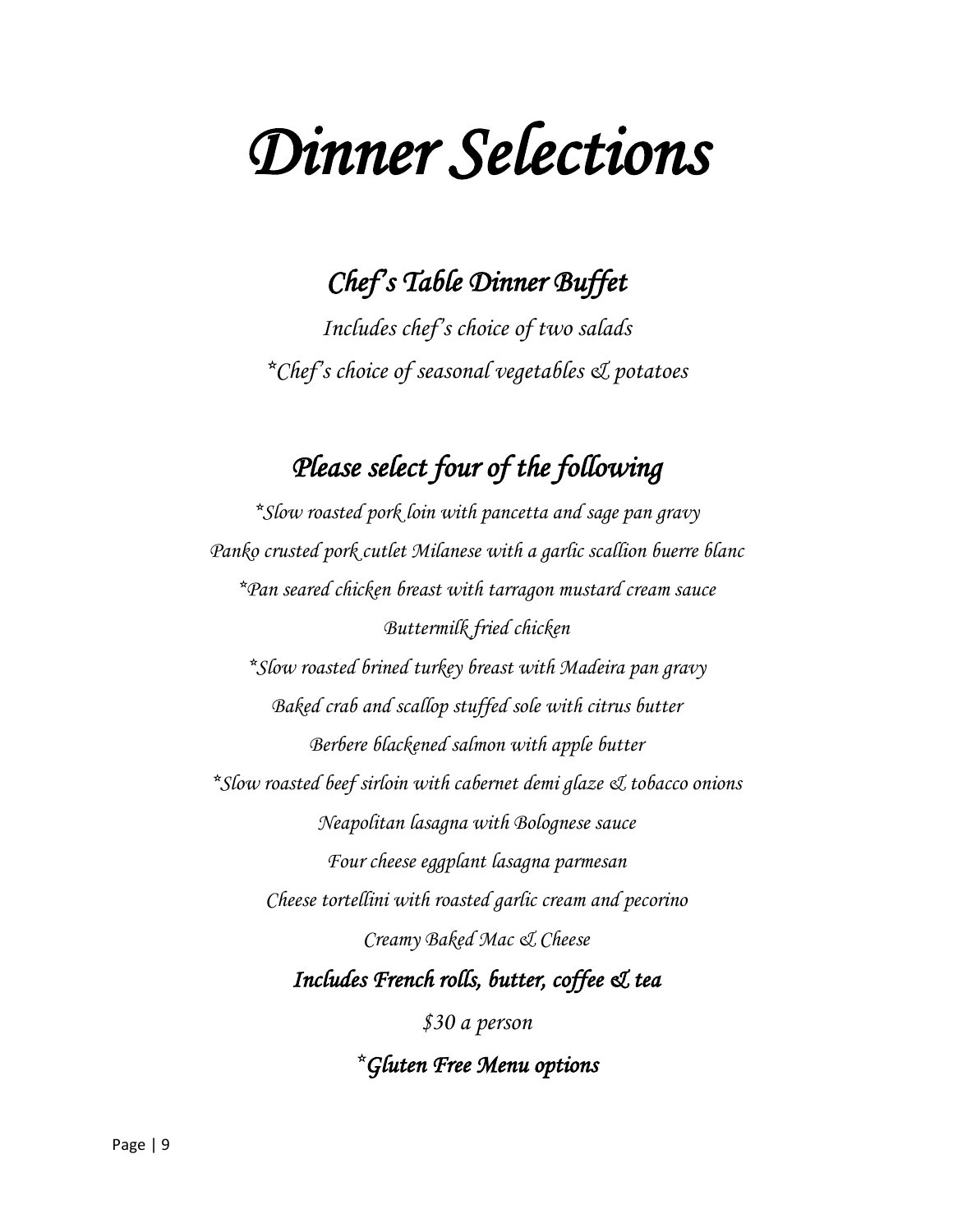# *Dinner Selections*

## *Chef's Table Dinner Buffet*

*Includes chef's choice of two salads*

*\*Chef's choice of seasonal vegetables & potatoes*

## *Please select four of the following*

*\*Slow roasted pork loin with pancetta and sage pan gravy*

*Panko crusted pork cutlet Milanese with a garlic scallion buerre blanc*

*\*Pan seared chicken breast with tarragon mustard cream sauce*

*Buttermilk fried chicken*

*\*Slow roasted brined turkey breast with Madeira pan gravy*

*Baked crab and scallop stuffed sole with citrus butter*

*Berbere blackened salmon with apple butter*

*\*Slow roasted beef sirloin with cabernet demi glaze & tobacco onions*

*Neapolitan lasagna with Bolognese sauce*

*Four cheese eggplant lasagna parmesan*

*Cheese tortellini with roasted garlic cream and pecorino*

*Creamy Baked Mac & Cheese*

***Includes French rolls, butter, coffee & tea***

*$30 a person*

***\*Gluten Free Menu options***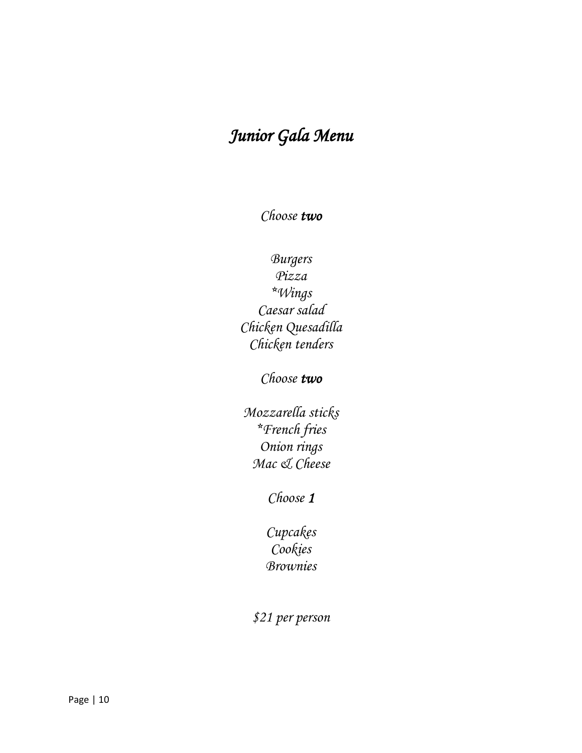# *Junior Gala Menu*

*Choose* ***two***

*Burgers*
*Pizza*
*\*Wings*
*Caesar salad*
*Chicken Quesadilla*
*Chicken tenders*

*Choose* ***two***

*Mozzarella sticks*
*\*French fries*
*Onion rings*
*Mac & Cheese*

*Choose* ***1***

*Cupcakes*
*Cookies*
*Brownies*

*$21 per person*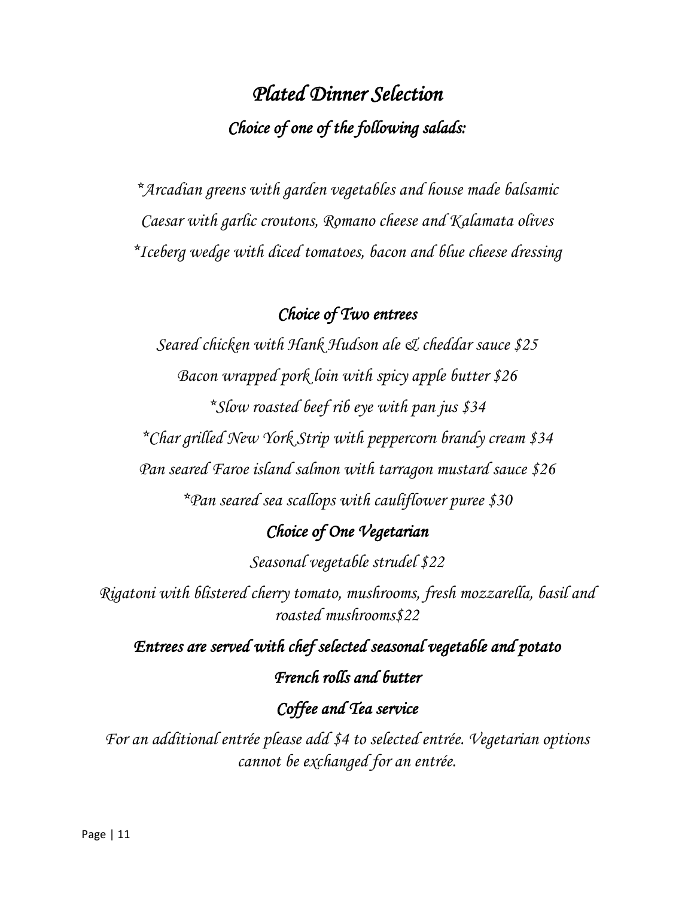# *Plated Dinner Selection*

## *Choice of one of the following salads:*

*Arcadian greens with garden vegetables and house made balsamic

Caesar with garlic croutons, Romano cheese and Kalamata olives

*Iceberg wedge with diced tomatoes, bacon and blue cheese dressing

## *Choice of Two entrees*

Seared chicken with Hank Hudson ale & cheddar sauce $25

Bacon wrapped pork loin with spicy apple butter $26

*Slow roasted beef rib eye with pan jus $34

*Char grilled New York Strip with peppercorn brandy cream $34

Pan seared Faroe island salmon with tarragon mustard sauce $26

*Pan seared sea scallops with cauliflower puree $30

## *Choice of One Vegetarian*

Seasonal vegetable strudel $22

Rigatoni with blistered cherry tomato, mushrooms, fresh mozzarella, basil and roasted mushrooms$22

***Entrees are served with chef selected seasonal vegetable and potato***

***French rolls and butter***

***Coffee and Tea service***

*For an additional entrée please add $4 to selected entrée. Vegetarian options cannot be exchanged for an entrée.*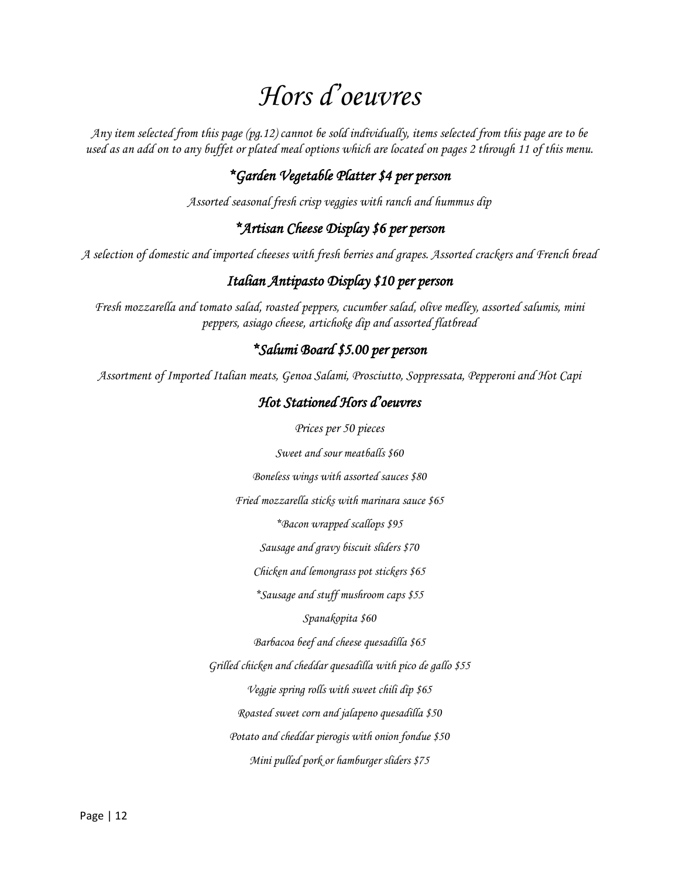# *Hors d'oeuvres*

*Any item selected from this page (pg.12) cannot be sold individually, items selected from this page are to be used as an add on to any buffet or plated meal options which are located on pages 2 through 11 of this menu.*

## *\*Garden Vegetable Platter $4 per person*

*Assorted seasonal fresh crisp veggies with ranch and hummus dip*

## *\*Artisan Cheese Display $6 per person*

*A selection of domestic and imported cheeses with fresh berries and grapes. Assorted crackers and French bread*

## *Italian Antipasto Display $10 per person*

*Fresh mozzarella and tomato salad, roasted peppers, cucumber salad, olive medley, assorted salumis, mini peppers, asiago cheese, artichoke dip and assorted flatbread*

## *\*Salumi Board $5.00 per person*

*Assortment of Imported Italian meats, Genoa Salami, Prosciutto, Soppressata, Pepperoni and Hot Capi*

## *Hot Stationed Hors d'oeuvres*

*Prices per 50 pieces*

*Sweet and sour meatballs $60*

*Boneless wings with assorted sauces $80*

*Fried mozzarella sticks with marinara sauce $65*

*\*Bacon wrapped scallops $95*

*Sausage and gravy biscuit sliders $70*

*Chicken and lemongrass pot stickers $65*

*\*Sausage and stuff mushroom caps $55*

*Spanakopita $60*

*Barbacoa beef and cheese quesadilla $65*

*Grilled chicken and cheddar quesadilla with pico de gallo $55*

*Veggie spring rolls with sweet chili dip $65*

*Roasted sweet corn and jalapeno quesadilla $50*

*Potato and cheddar pierogis with onion fondue $50*

*Mini pulled pork or hamburger sliders $75*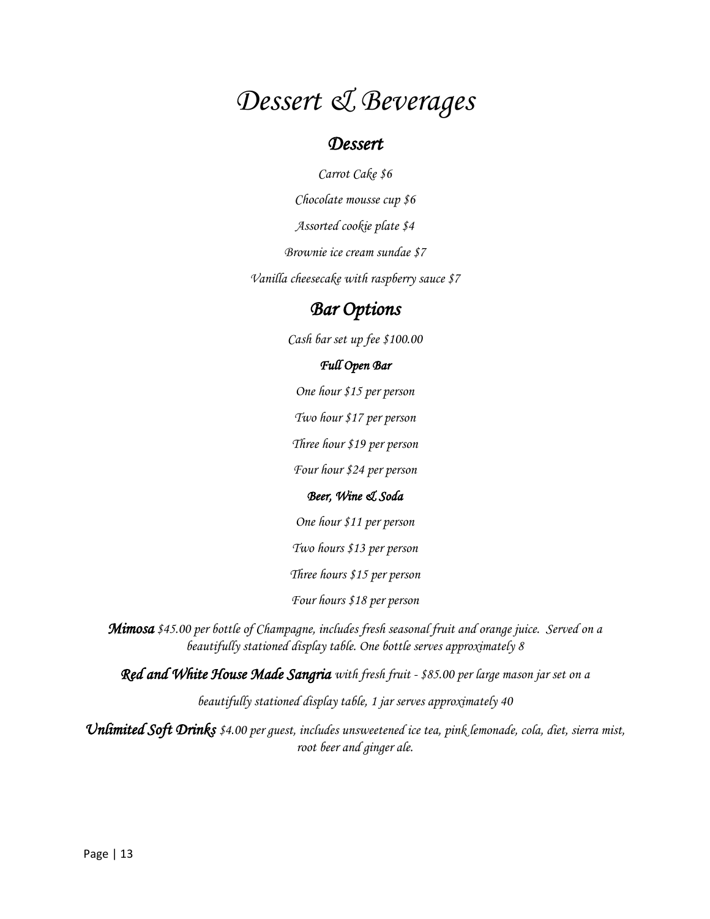# Dessert & Beverages

## Dessert

*Carrot Cake $6*

*Chocolate mousse cup $6*

*Assorted cookie plate $4*

*Brownie ice cream sundae $7*

*Vanilla cheesecake with raspberry sauce $7*

## Bar Options

*Cash bar set up fee $100.00*

### Full Open Bar

*One hour $15 per person*

*Two hour $17 per person*

*Three hour $19 per person*

*Four hour $24 per person*

### Beer, Wine & Soda

*One hour $11 per person*

*Two hours $13 per person*

*Three hours $15 per person*

*Four hours $18 per person*

***Mimosa*** *$45.00 per bottle of Champagne, includes fresh seasonal fruit and orange juice. Served on a beautifully stationed display table. One bottle serves approximately 8*

***Red and White House Made Sangria*** *with fresh fruit - $85.00 per large mason jar set on a beautifully stationed display table, 1 jar serves approximately 40*

***Unlimited Soft Drinks*** *$4.00 per guest, includes unsweetened ice tea, pink lemonade, cola, diet, sierra mist, root beer and ginger ale.*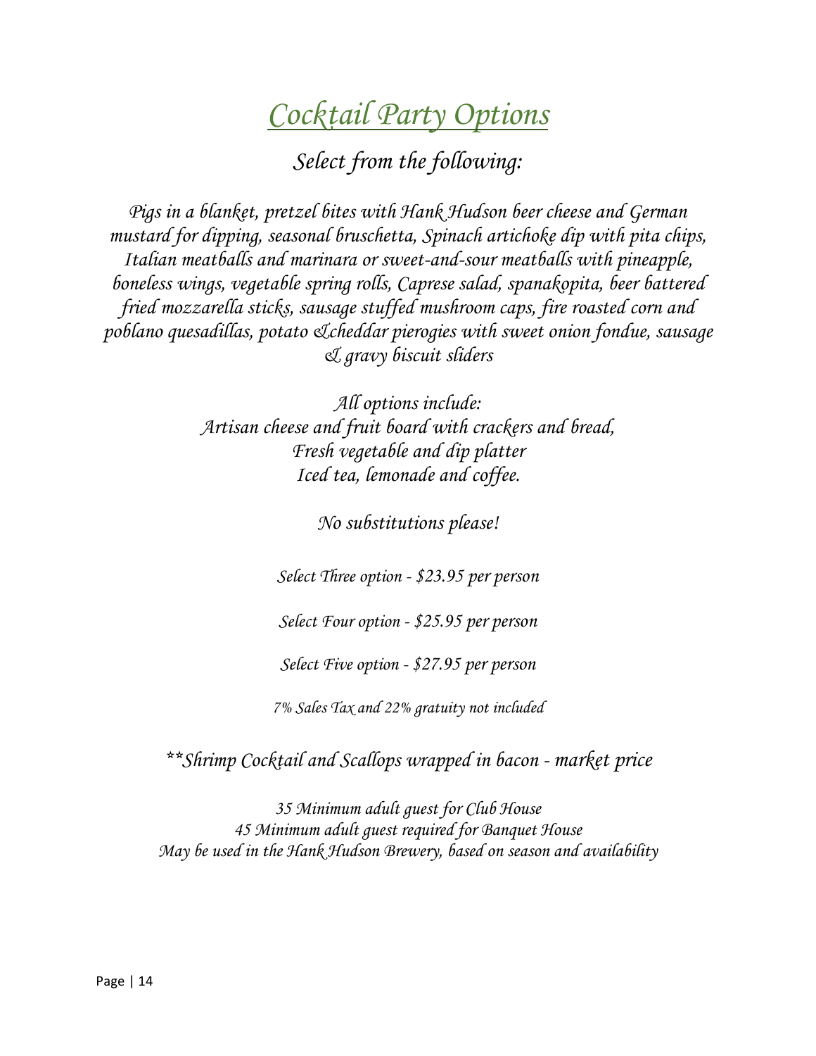# *Cocktail Party Options*

*Select from the following:*

*Pigs in a blanket, pretzel bites with Hank Hudson beer cheese and German mustard for dipping, seasonal bruschetta, Spinach artichoke dip with pita chips, Italian meatballs and marinara or sweet-and-sour meatballs with pineapple, boneless wings, vegetable spring rolls, Caprese salad, spanakopita, beer battered fried mozzarella sticks, sausage stuffed mushroom caps, fire roasted corn and poblano quesadillas, potato &cheddar pierogies with sweet onion fondue, sausage & gravy biscuit sliders*

*All options include:*
*Artisan cheese and fruit board with crackers and bread,*
*Fresh vegetable and dip platter*
*Iced tea, lemonade and coffee.*

*No substitutions please!*

*Select Three option - $23.95 per person*

*Select Four option - $25.95 per person*

*Select Five option - $27.95 per person*

*7% Sales Tax and 22% gratuity not included*

*\*\*Shrimp Cocktail and Scallops wrapped in bacon - market price*

*35 Minimum adult guest for Club House*
*45 Minimum adult guest required for Banquet House*
*May be used in the Hank Hudson Brewery, based on season and availability*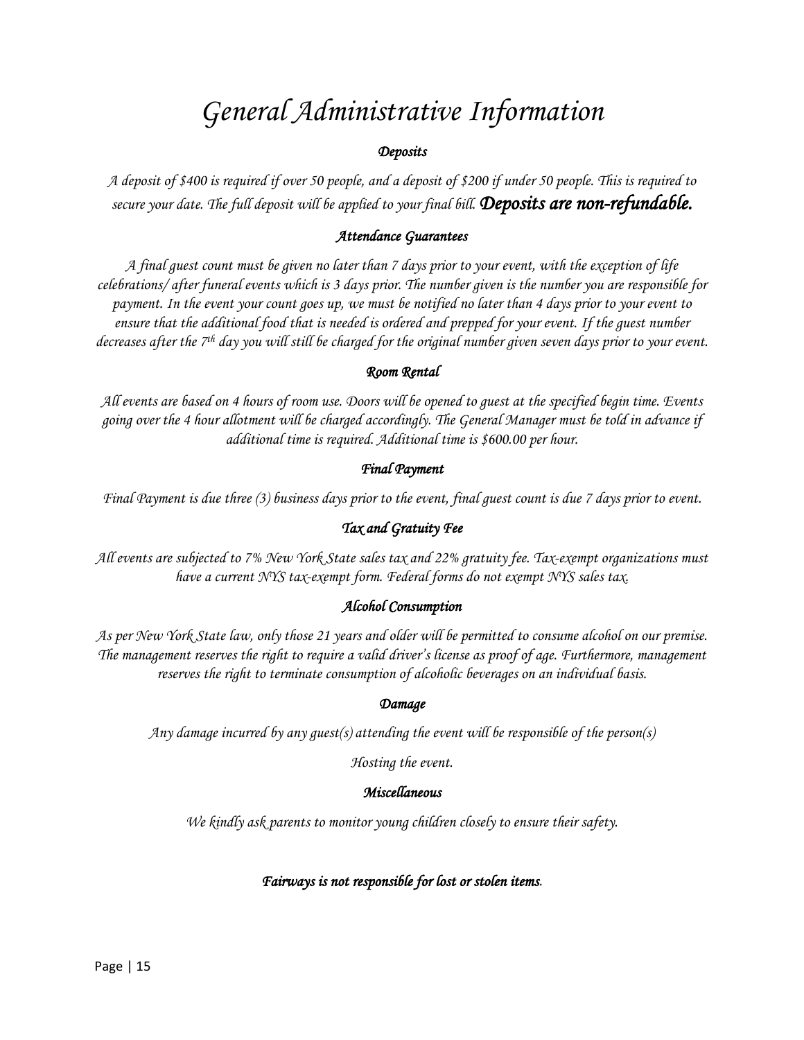# *General Administrative Information*

### *Deposits*

*A deposit of $400 is required if over 50 people, and a deposit of $200 if under 50 people. This is required to secure your date. The full deposit will be applied to your final bill.* ***Deposits are non-refundable.***

### *Attendance Guarantees*

*A final guest count must be given no later than 7 days prior to your event, with the exception of life celebrations/ after funeral events which is 3 days prior. The number given is the number you are responsible for payment. In the event your count goes up, we must be notified no later than 4 days prior to your event to ensure that the additional food that is needed is ordered and prepped for your event. If the guest number decreases after the 7th day you will still be charged for the original number given seven days prior to your event.*

### *Room Rental*

*All events are based on 4 hours of room use. Doors will be opened to guest at the specified begin time. Events going over the 4 hour allotment will be charged accordingly. The General Manager must be told in advance if additional time is required. Additional time is $600.00 per hour.*

### *Final Payment*

*Final Payment is due three (3) business days prior to the event, final guest count is due 7 days prior to event.*

### *Tax and Gratuity Fee*

*All events are subjected to 7% New York State sales tax and 22% gratuity fee. Tax-exempt organizations must have a current NYS tax-exempt form. Federal forms do not exempt NYS sales tax.*

### *Alcohol Consumption*

*As per New York State law, only those 21 years and older will be permitted to consume alcohol on our premise. The management reserves the right to require a valid driver's license as proof of age. Furthermore, management reserves the right to terminate consumption of alcoholic beverages on an individual basis.*

### *Damage*

*Any damage incurred by any guest(s) attending the event will be responsible of the person(s)*

*Hosting the event.*

### *Miscellaneous*

*We kindly ask parents to monitor young children closely to ensure their safety.*

***Fairways is not responsible for lost or stolen items.***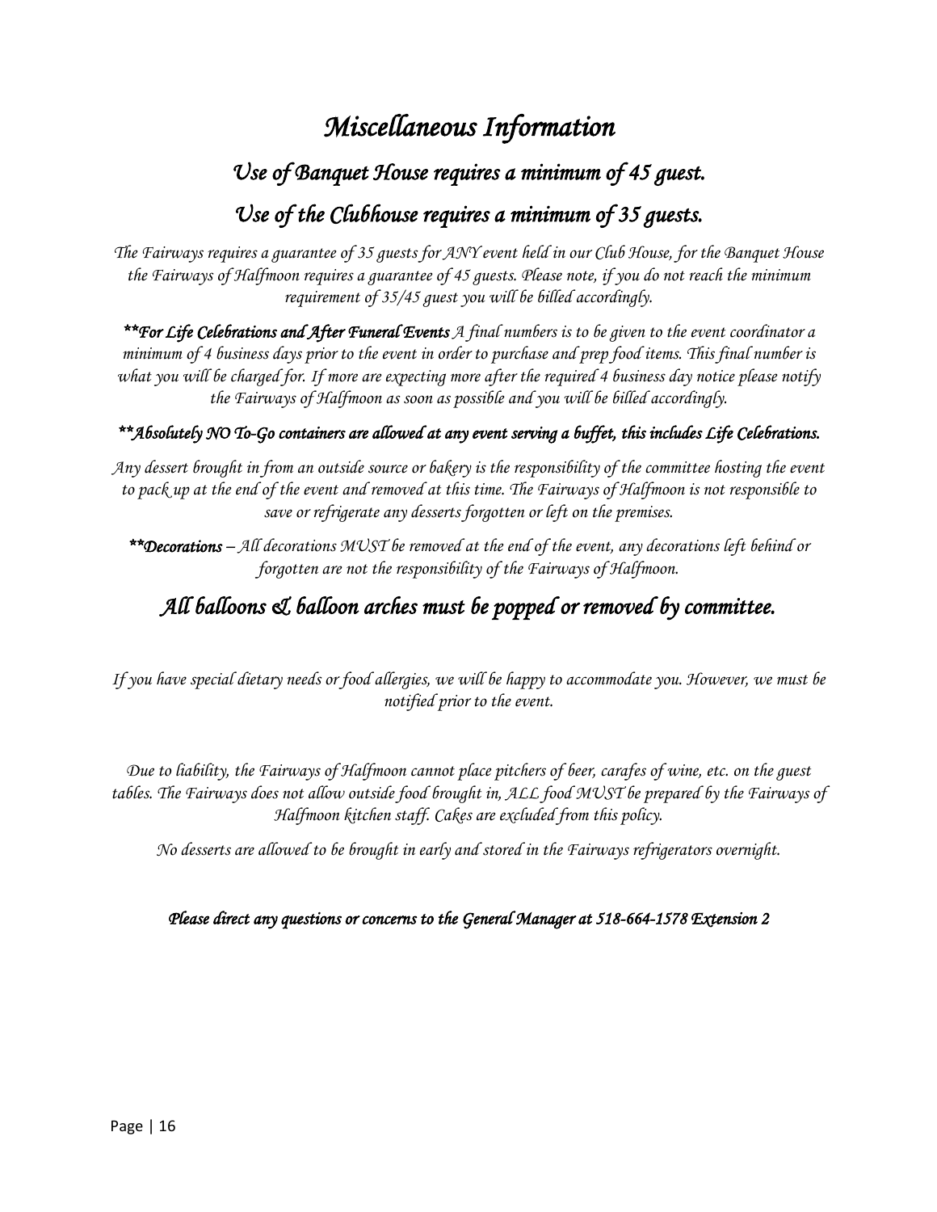# *Miscellaneous Information*

## *Use of Banquet House requires a minimum of 45 guest.*

## *Use of the Clubhouse requires a minimum of 35 guests.*

*The Fairways requires a guarantee of 35 guests for ANY event held in our Club House, for the Banquet House the Fairways of Halfmoon requires a guarantee of 45 guests. Please note, if you do not reach the minimum requirement of 35/45 guest you will be billed accordingly.*

***\*\*For Life Celebrations and After Funeral Events** A final numbers is to be given to the event coordinator a minimum of 4 business days prior to the event in order to purchase and prep food items. This final number is what you will be charged for. If more are expecting more after the required 4 business day notice please notify the Fairways of Halfmoon as soon as possible and you will be billed accordingly.*

***\*\*Absolutely NO To-Go containers are allowed at any event serving a buffet, this includes Life Celebrations.***

*Any dessert brought in from an outside source or bakery is the responsibility of the committee hosting the event to pack up at the end of the event and removed at this time. The Fairways of Halfmoon is not responsible to save or refrigerate any desserts forgotten or left on the premises.*

***\*\*Decorations** – All decorations MUST be removed at the end of the event, any decorations left behind or forgotten are not the responsibility of the Fairways of Halfmoon.*

## *All balloons & balloon arches must be popped or removed by committee.*

*If you have special dietary needs or food allergies, we will be happy to accommodate you. However, we must be notified prior to the event.*

*Due to liability, the Fairways of Halfmoon cannot place pitchers of beer, carafes of wine, etc. on the guest tables. The Fairways does not allow outside food brought in, ALL food MUST be prepared by the Fairways of Halfmoon kitchen staff. Cakes are excluded from this policy.*

*No desserts are allowed to be brought in early and stored in the Fairways refrigerators overnight.*

***Please direct any questions or concerns to the General Manager at 518-664-1578 Extension 2***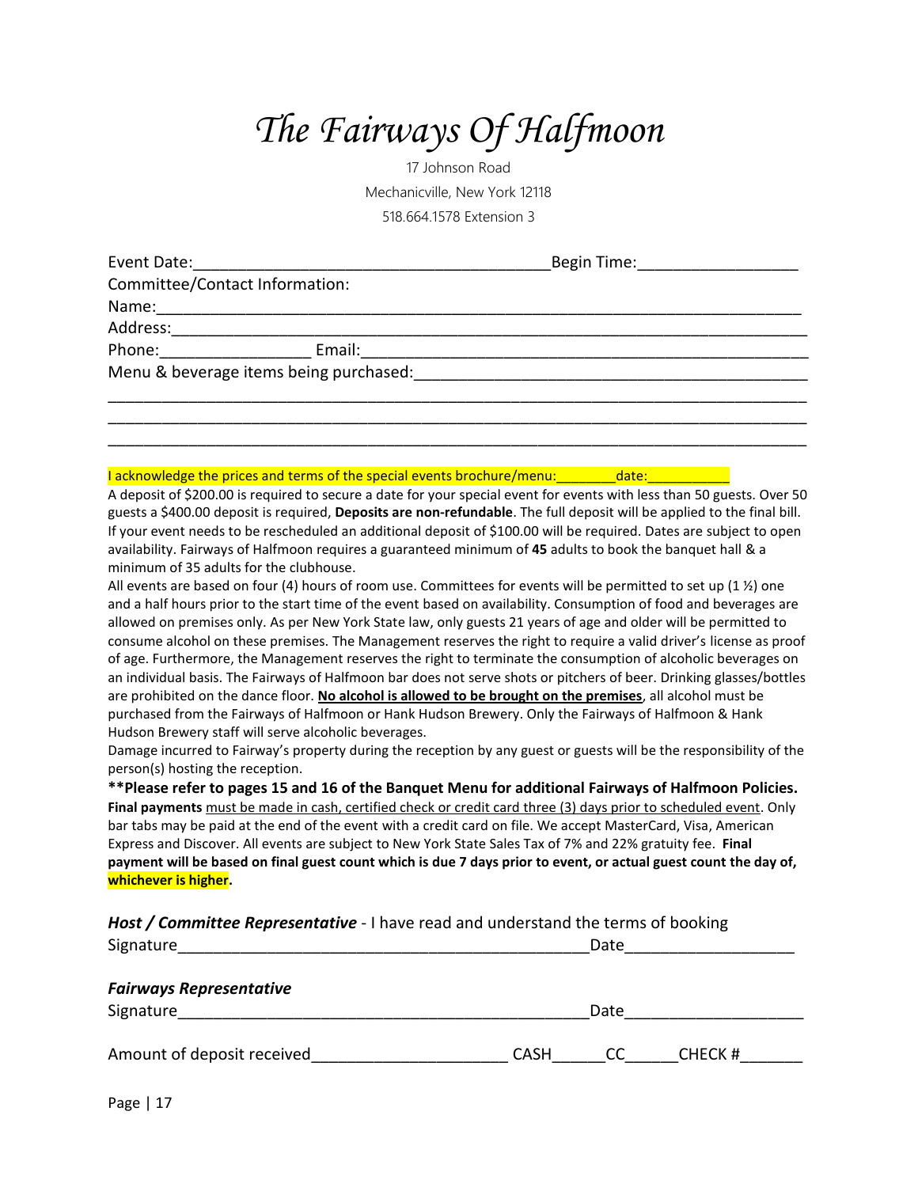# *The Fairways Of Halfmoon*

17 Johnson Road
Mechanicville, New York 12118
518.664.1578 Extension 3

Event Date:_______________________________________Begin Time:_________________
Committee/Contact Information:
Name:___________________________________________________________________________
Address:_________________________________________________________________________
Phone:________________ Email:____________________________________________________
Menu & beverage items being purchased:__________________________________________
________________________________________________________________________________
________________________________________________________________________________
________________________________________________________________________________

I acknowledge the prices and terms of the special events brochure/menu:________date:__________

A deposit of $200.00 is required to secure a date for your special event for events with less than 50 guests. Over 50 guests a $400.00 deposit is required, **Deposits are non-refundable**. The full deposit will be applied to the final bill. If your event needs to be rescheduled an additional deposit of $100.00 will be required. Dates are subject to open availability. Fairways of Halfmoon requires a guaranteed minimum of **45** adults to book the banquet hall & a minimum of 35 adults for the clubhouse.

All events are based on four (4) hours of room use. Committees for events will be permitted to set up (1 ½) one and a half hours prior to the start time of the event based on availability. Consumption of food and beverages are allowed on premises only. As per New York State law, only guests 21 years of age and older will be permitted to consume alcohol on these premises. The Management reserves the right to require a valid driver's license as proof of age. Furthermore, the Management reserves the right to terminate the consumption of alcoholic beverages on an individual basis. The Fairways of Halfmoon bar does not serve shots or pitchers of beer. Drinking glasses/bottles are prohibited on the dance floor. **No alcohol is allowed to be brought on the premises**, all alcohol must be purchased from the Fairways of Halfmoon or Hank Hudson Brewery. Only the Fairways of Halfmoon & Hank Hudson Brewery staff will serve alcoholic beverages.

Damage incurred to Fairway's property during the reception by any guest or guests will be the responsibility of the person(s) hosting the reception.

**\*\*Please refer to pages 15 and 16 of the Banquet Menu for additional Fairways of Halfmoon Policies.**

**Final payments** must be made in cash, certified check or credit card three (3) days prior to scheduled event. Only bar tabs may be paid at the end of the event with a credit card on file. We accept MasterCard, Visa, American Express and Discover. All events are subject to New York State Sales Tax of 7% and 22% gratuity fee. **Final payment will be based on final guest count which is due 7 days prior to event, or actual guest count the day of, whichever is higher.**

***Host / Committee Representative*** - I have read and understand the terms of booking
Signature______________________________________________Date__________________

***Fairways Representative***
Signature______________________________________________Date___________________

Amount of deposit received_____________________ CASH______CC______CHECK #_______